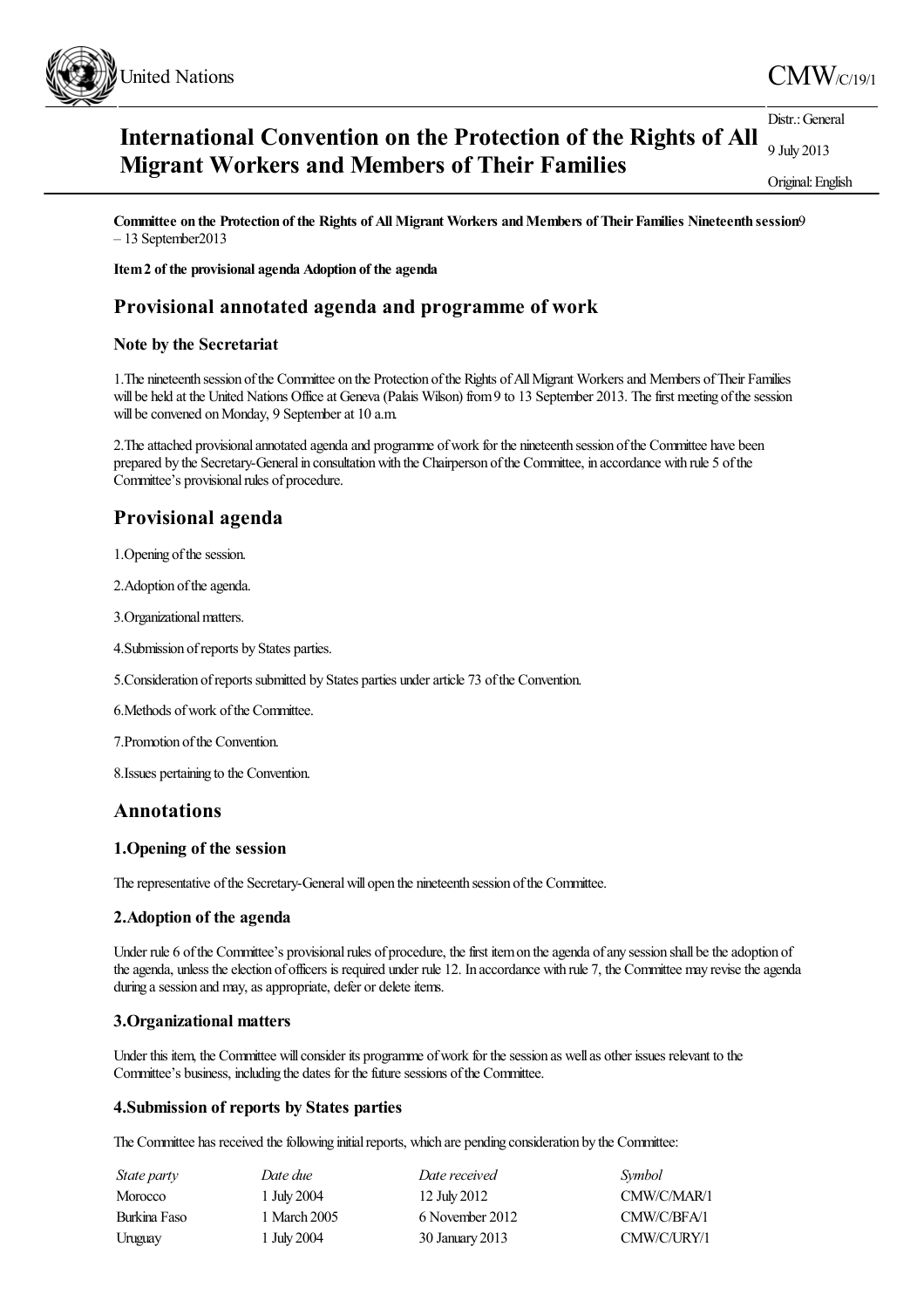United Nations

CMW/C/19/1

Distr.: General

9 July 2013

Original: English

# International Convention on the Protection of the Rights of All Migrant Workers and Members of Their Families

**Committee on the Protection of the Rights of All Migrant Workers and Members of Their Families Nineteenth session** 9 – 13 September 2013

**Item 2 of the provisional agenda Adoption of the agenda**

## Provisional annotated agenda and programme of work

### Note by the Secretariat

1. The nineteenth session of the Committee on the Protection of the Rights of All Migrant Workers and Members of Their Families will be held at the United Nations Office at Geneva (Palais Wilson) from 9 to 13 September 2013. The first meeting of the session will be convened on Monday, 9 September at 10 a.m.

2. The attached provisional annotated agenda and programme of work for the nineteenth session of the Committee have been prepared by the Secretary-General in consultation with the Chairperson of the Committee, in accordance with rule 5 of the Committee's provisional rules of procedure.

## Provisional agenda

1. Opening of the session.
2. Adoption of the agenda.
3. Organizational matters.
4. Submission of reports by States parties.
5. Consideration of reports submitted by States parties under article 73 of the Convention.
6. Methods of work of the Committee.
7. Promotion of the Convention.
8. Issues pertaining to the Convention.

## Annotations

### 1. Opening of the session

The representative of the Secretary-General will open the nineteenth session of the Committee.

### 2. Adoption of the agenda

Under rule 6 of the Committee's provisional rules of procedure, the first item on the agenda of any session shall be the adoption of the agenda, unless the election of officers is required under rule 12. In accordance with rule 7, the Committee may revise the agenda during a session and may, as appropriate, defer or delete items.

### 3. Organizational matters

Under this item, the Committee will consider its programme of work for the session as well as other issues relevant to the Committee's business, including the dates for the future sessions of the Committee.

### 4. Submission of reports by States parties

The Committee has received the following initial reports, which are pending consideration by the Committee:

| *State party* | *Date due* | *Date received* | *Symbol* |
|---|---|---|---|
| Morocco | 1 July 2004 | 12 July 2012 | CMW/C/MAR/1 |
| Burkina Faso | 1 March 2005 | 6 November 2012 | CMW/C/BFA/1 |
| Uruguay | 1 July 2004 | 30 January 2013 | CMW/C/URY/1 |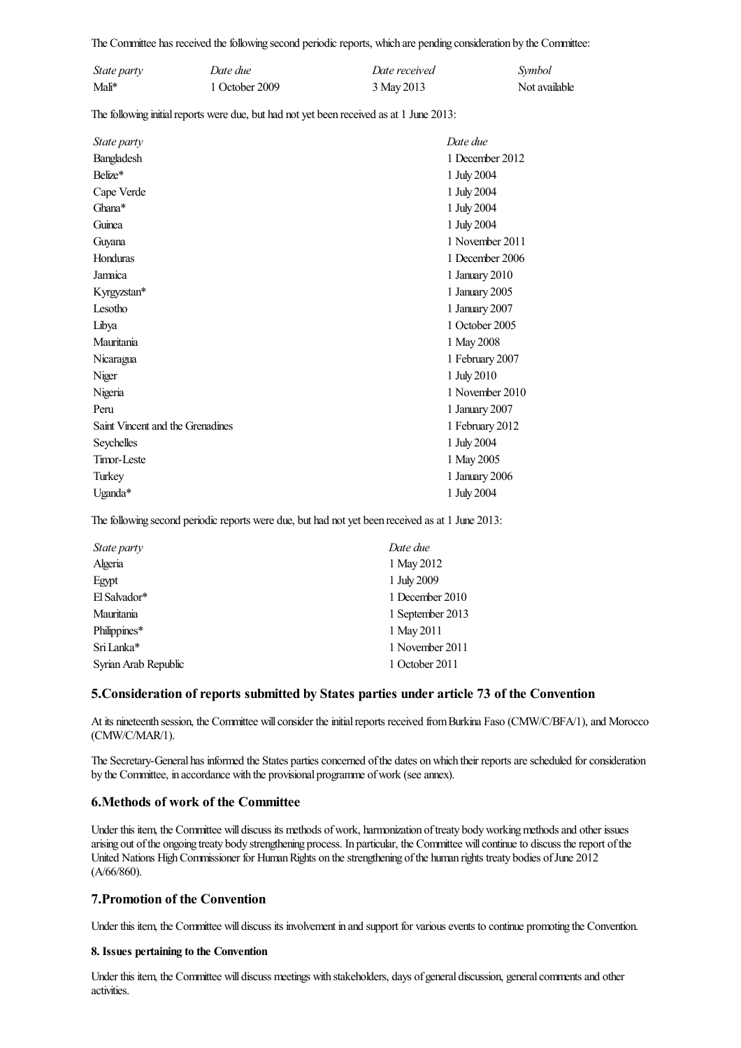The Committee has received the following second periodic reports, which are pending consideration by the Committee:

| *State party* | *Date due* | *Date received* | *Symbol* |
|---|---|---|---|
| Mali* | 1 October 2009 | 3 May 2013 | Not available |

The following initial reports were due, but had not yet been received as at 1 June 2013:

| *State party* | *Date due* |
|---|---|
| Bangladesh | 1 December 2012 |
| Belize* | 1 July 2004 |
| Cape Verde | 1 July 2004 |
| Ghana* | 1 July 2004 |
| Guinea | 1 July 2004 |
| Guyana | 1 November 2011 |
| Honduras | 1 December 2006 |
| Jamaica | 1 January 2010 |
| Kyrgyzstan* | 1 January 2005 |
| Lesotho | 1 January 2007 |
| Libya | 1 October 2005 |
| Mauritania | 1 May 2008 |
| Nicaragua | 1 February 2007 |
| Niger | 1 July 2010 |
| Nigeria | 1 November 2010 |
| Peru | 1 January 2007 |
| Saint Vincent and the Grenadines | 1 February 2012 |
| Seychelles | 1 July 2004 |
| Timor-Leste | 1 May 2005 |
| Turkey | 1 January 2006 |
| Uganda* | 1 July 2004 |

The following second periodic reports were due, but had not yet been received as at 1 June 2013:

| *State party* | *Date due* |
|---|---|
| Algeria | 1 May 2012 |
| Egypt | 1 July 2009 |
| El Salvador* | 1 December 2010 |
| Mauritania | 1 September 2013 |
| Philippines* | 1 May 2011 |
| Sri Lanka* | 1 November 2011 |
| Syrian Arab Republic | 1 October 2011 |

## 5. Consideration of reports submitted by States parties under article 73 of the Convention

At its nineteenth session, the Committee will consider the initial reports received from Burkina Faso (CMW/C/BFA/1), and Morocco (CMW/C/MAR/1).

The Secretary-General has informed the States parties concerned of the dates on which their reports are scheduled for consideration by the Committee, in accordance with the provisional programme of work (see annex).

## 6. Methods of work of the Committee

Under this item, the Committee will discuss its methods of work, harmonization of treaty body working methods and other issues arising out of the ongoing treaty body strengthening process. In particular, the Committee will continue to discuss the report of the United Nations High Commissioner for Human Rights on the strengthening of the human rights treaty bodies of June 2012 (A/66/860).

## 7. Promotion of the Convention

Under this item, the Committee will discuss its involvement in and support for various events to continue promoting the Convention.

#### 8. Issues pertaining to the Convention

Under this item, the Committee will discuss meetings with stakeholders, days of general discussion, general comments and other activities.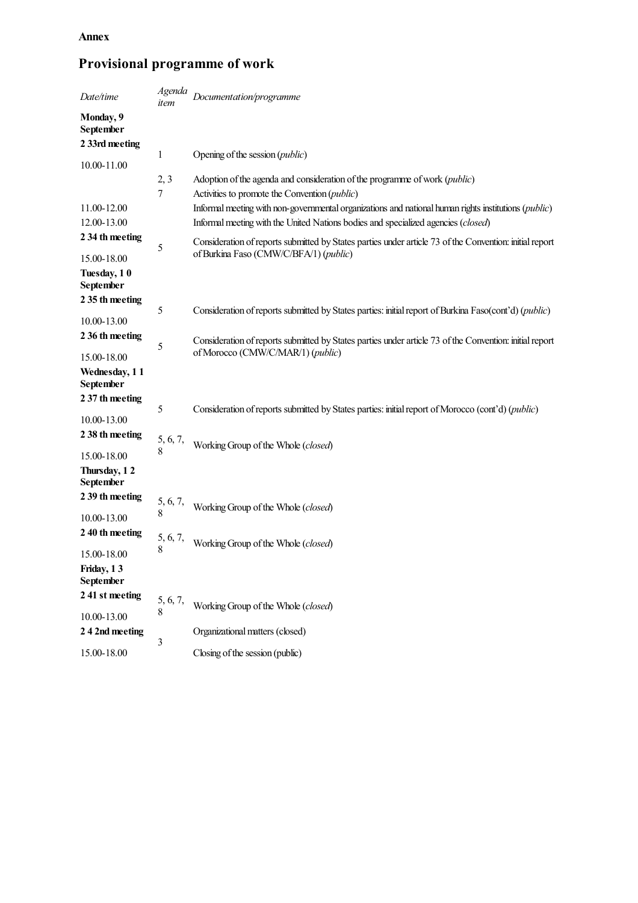**Annex**

# Provisional programme of work

| *Date/time* | *Agenda item* | *Documentation/programme* |
|---|---|---|
| **Monday, 9 September** | | |
| **2 33rd meeting** | | |
| 10.00-11.00 | 1 | Opening of the session (*public*) |
| | 2, 3 | Adoption of the agenda and consideration of the programme of work (*public*) |
| | 7 | Activities to promote the Convention (*public*) |
| 11.00-12.00 | | Informal meeting with non-governmental organizations and national human rights institutions (*public*) |
| 12.00-13.00 | | Informal meeting with the United Nations bodies and specialized agencies (*closed*) |
| **2 34 th meeting** | | |
| 15.00-18.00 | 5 | Consideration of reports submitted by States parties under article 73 of the Convention: initial report of Burkina Faso (CMW/C/BFA/1) (*public*) |
| **Tuesday, 1 0 September** | | |
| **2 35 th meeting** | | |
| 10.00-13.00 | 5 | Consideration of reports submitted by States parties: initial report of Burkina Faso(cont'd) (*public*) |
| **2 36 th meeting** | | |
| 15.00-18.00 | 5 | Consideration of reports submitted by States parties under article 73 of the Convention: initial report of Morocco (CMW/C/MAR/1) (*public*) |
| **Wednesday, 1 1 September** | | |
| **2 37 th meeting** | | |
| 10.00-13.00 | 5 | Consideration of reports submitted by States parties: initial report of Morocco (cont'd) (*public*) |
| **2 38 th meeting** | | |
| 15.00-18.00 | 5, 6, 7, 8 | Working Group of the Whole (*closed*) |
| **Thursday, 1 2 September** | | |
| **2 39 th meeting** | | |
| 10.00-13.00 | 5, 6, 7, 8 | Working Group of the Whole (*closed*) |
| **2 40 th meeting** | | |
| 15.00-18.00 | 5, 6, 7, 8 | Working Group of the Whole (*closed*) |
| **Friday, 1 3 September** | | |
| **2 41 st meeting** | | |
| 10.00-13.00 | 5, 6, 7, 8 | Working Group of the Whole (*closed*) |
| **2 4 2nd meeting** | | |
| 15.00-18.00 | 3 | Organizational matters (closed)<br>Closing of the session (public) |